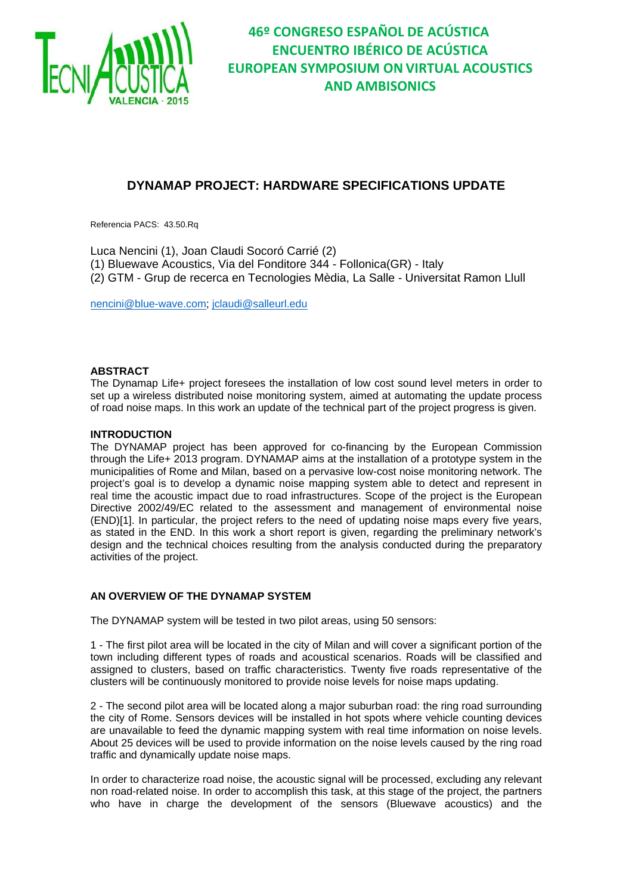# DYNAMAP PROJECT: HARDWARE SPECIFICATIONS UPDATE

Referencia PACS: 43.50.Rq

Luca Nencini (1), Joan Claudi Socoró Carrié (2)
(1) Bluewave Acoustics, Via del Fonditore 344 - Follonica(GR) - Italy
(2) GTM - Grup de recerca en Tecnologies Mèdia, La Salle - Universitat Ramon Llull

nencini@blue-wave.com; jclaudi@salleurl.edu

## ABSTRACT

The Dynamap Life+ project foresees the installation of low cost sound level meters in order to set up a wireless distributed noise monitoring system, aimed at automating the update process of road noise maps. In this work an update of the technical part of the project progress is given.

## INTRODUCTION

The DYNAMAP project has been approved for co-financing by the European Commission through the Life+ 2013 program. DYNAMAP aims at the installation of a prototype system in the municipalities of Rome and Milan, based on a pervasive low-cost noise monitoring network. The project's goal is to develop a dynamic noise mapping system able to detect and represent in real time the acoustic impact due to road infrastructures. Scope of the project is the European Directive 2002/49/EC related to the assessment and management of environmental noise (END)[1]. In particular, the project refers to the need of updating noise maps every five years, as stated in the END. In this work a short report is given, regarding the preliminary network's design and the technical choices resulting from the analysis conducted during the preparatory activities of the project.

## AN OVERVIEW OF THE DYNAMAP SYSTEM

The DYNAMAP system will be tested in two pilot areas, using 50 sensors:

1 - The first pilot area will be located in the city of Milan and will cover a significant portion of the town including different types of roads and acoustical scenarios. Roads will be classified and assigned to clusters, based on traffic characteristics. Twenty five roads representative of the clusters will be continuously monitored to provide noise levels for noise maps updating.

2 - The second pilot area will be located along a major suburban road: the ring road surrounding the city of Rome. Sensors devices will be installed in hot spots where vehicle counting devices are unavailable to feed the dynamic mapping system with real time information on noise levels. About 25 devices will be used to provide information on the noise levels caused by the ring road traffic and dynamically update noise maps.

In order to characterize road noise, the acoustic signal will be processed, excluding any relevant non road-related noise. In order to accomplish this task, at this stage of the project, the partners who have in charge the development of the sensors (Bluewave acoustics) and the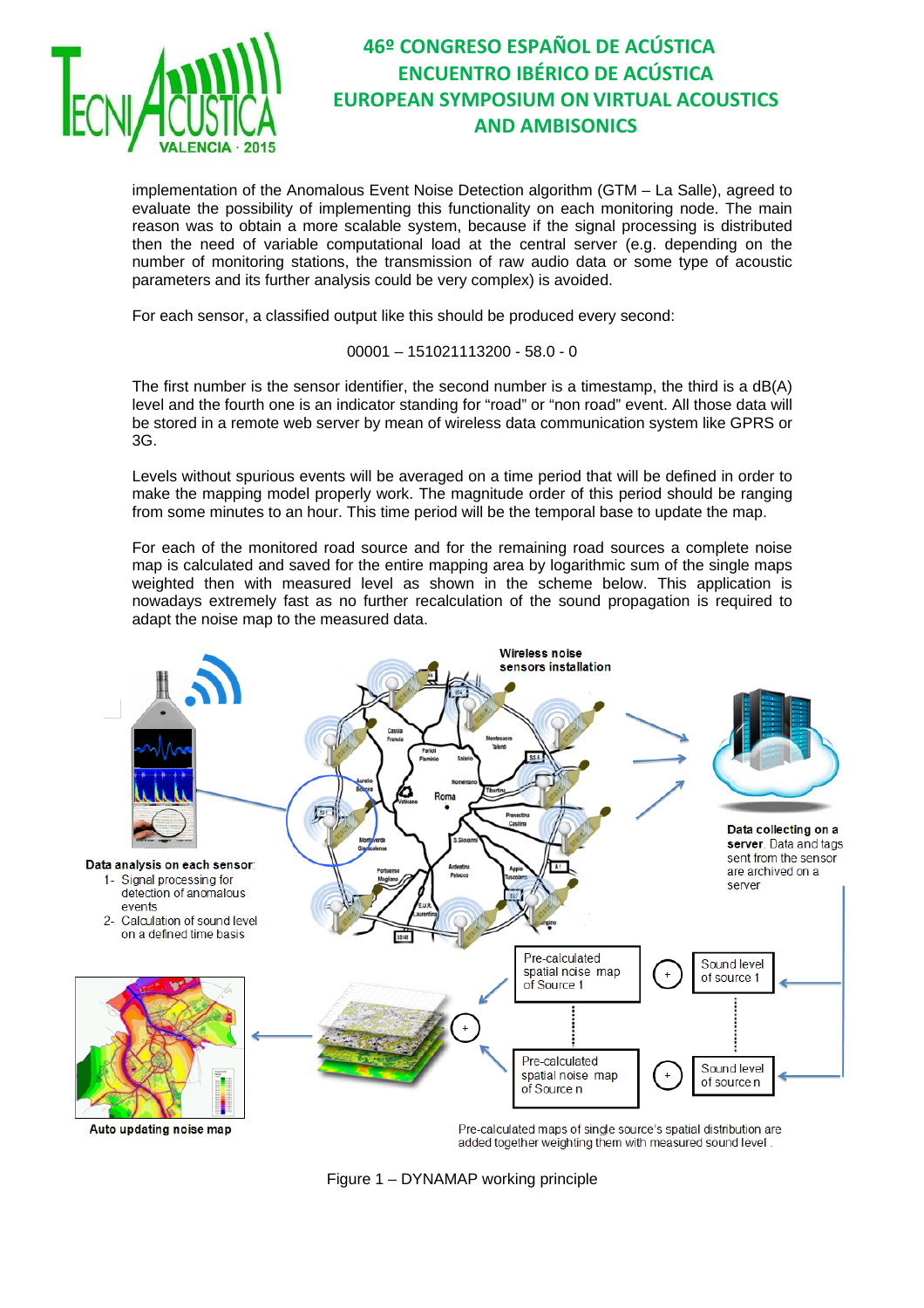implementation of the Anomalous Event Noise Detection algorithm (GTM – La Salle), agreed to evaluate the possibility of implementing this functionality on each monitoring node. The main reason was to obtain a more scalable system, because if the signal processing is distributed then the need of variable computational load at the central server (e.g. depending on the number of monitoring stations, the transmission of raw audio data or some type of acoustic parameters and its further analysis could be very complex) is avoided.

For each sensor, a classified output like this should be produced every second:

00001 – 151021113200 - 58.0 - 0

The first number is the sensor identifier, the second number is a timestamp, the third is a dB(A) level and the fourth one is an indicator standing for "road" or "non road" event. All those data will be stored in a remote web server by mean of wireless data communication system like GPRS or 3G.

Levels without spurious events will be averaged on a time period that will be defined in order to make the mapping model properly work. The magnitude order of this period should be ranging from some minutes to an hour. This time period will be the temporal base to update the map.

For each of the monitored road source and for the remaining road sources a complete noise map is calculated and saved for the entire mapping area by logarithmic sum of the single maps weighted then with measured level as shown in the scheme below. This application is nowadays extremely fast as no further recalculation of the sound propagation is required to adapt the noise map to the measured data.

Figure 1 – DYNAMAP working principle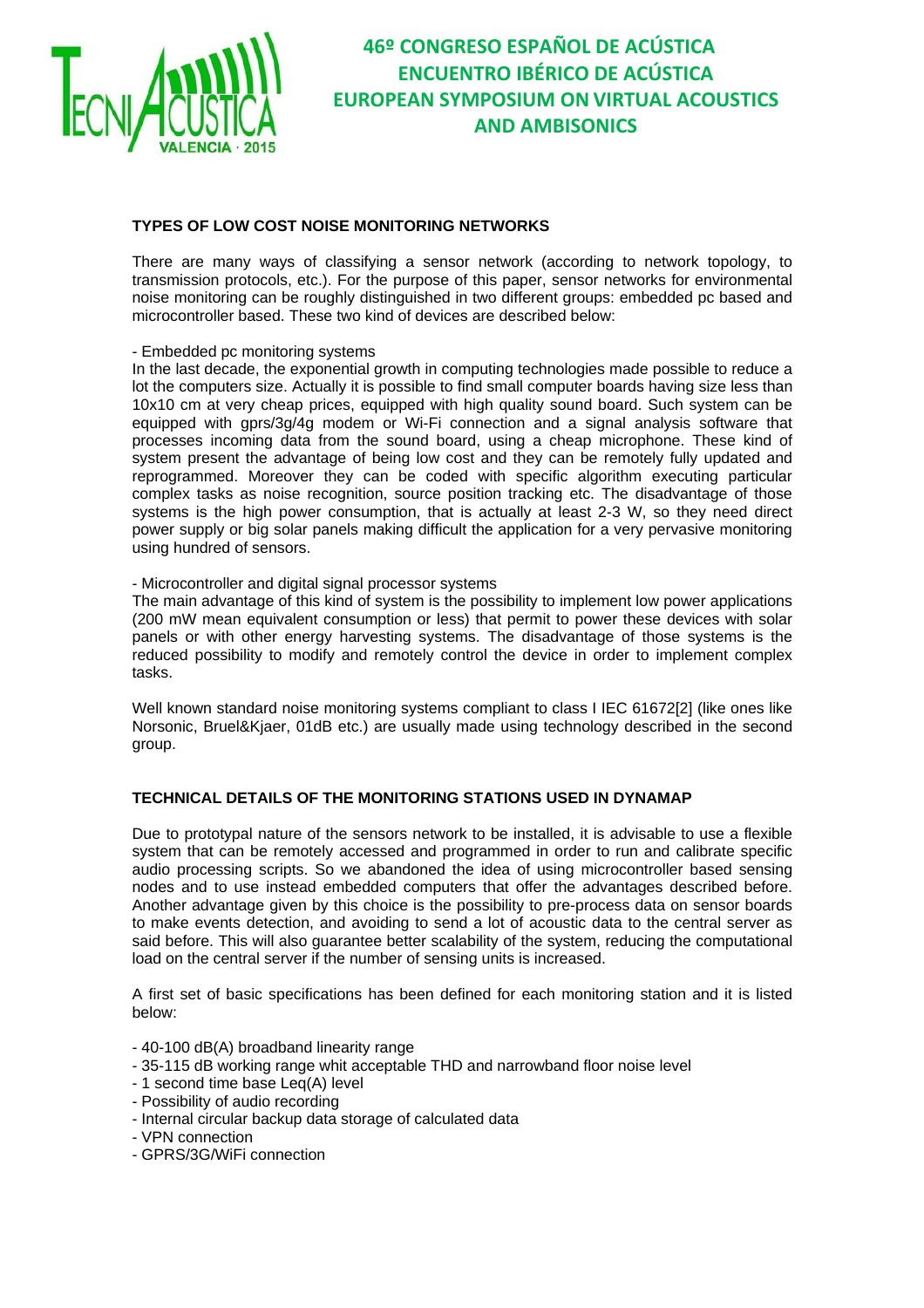**TYPES OF LOW COST NOISE MONITORING NETWORKS**

There are many ways of classifying a sensor network (according to network topology, to transmission protocols, etc.). For the purpose of this paper, sensor networks for environmental noise monitoring can be roughly distinguished in two different groups: embedded pc based and microcontroller based. These two kind of devices are described below:

- Embedded pc monitoring systems

In the last decade, the exponential growth in computing technologies made possible to reduce a lot the computers size. Actually it is possible to find small computer boards having size less than 10x10 cm at very cheap prices, equipped with high quality sound board. Such system can be equipped with gprs/3g/4g modem or Wi-Fi connection and a signal analysis software that processes incoming data from the sound board, using a cheap microphone. These kind of system present the advantage of being low cost and they can be remotely fully updated and reprogrammed. Moreover they can be coded with specific algorithm executing particular complex tasks as noise recognition, source position tracking etc. The disadvantage of those systems is the high power consumption, that is actually at least 2-3 W, so they need direct power supply or big solar panels making difficult the application for a very pervasive monitoring using hundred of sensors.

- Microcontroller and digital signal processor systems

The main advantage of this kind of system is the possibility to implement low power applications (200 mW mean equivalent consumption or less) that permit to power these devices with solar panels or with other energy harvesting systems. The disadvantage of those systems is the reduced possibility to modify and remotely control the device in order to implement complex tasks.

Well known standard noise monitoring systems compliant to class I IEC 61672[2] (like ones like Norsonic, Bruel&Kjaer, 01dB etc.) are usually made using technology described in the second group.

**TECHNICAL DETAILS OF THE MONITORING STATIONS USED IN DYNAMAP**

Due to prototypal nature of the sensors network to be installed, it is advisable to use a flexible system that can be remotely accessed and programmed in order to run and calibrate specific audio processing scripts. So we abandoned the idea of using microcontroller based sensing nodes and to use instead embedded computers that offer the advantages described before. Another advantage given by this choice is the possibility to pre-process data on sensor boards to make events detection, and avoiding to send a lot of acoustic data to the central server as said before. This will also guarantee better scalability of the system, reducing the computational load on the central server if the number of sensing units is increased.

A first set of basic specifications has been defined for each monitoring station and it is listed below:

- 40-100 dB(A) broadband linearity range
- 35-115 dB working range whit acceptable THD and narrowband floor noise level
- 1 second time base Leq(A) level
- Possibility of audio recording
- Internal circular backup data storage of calculated data
- VPN connection
- GPRS/3G/WiFi connection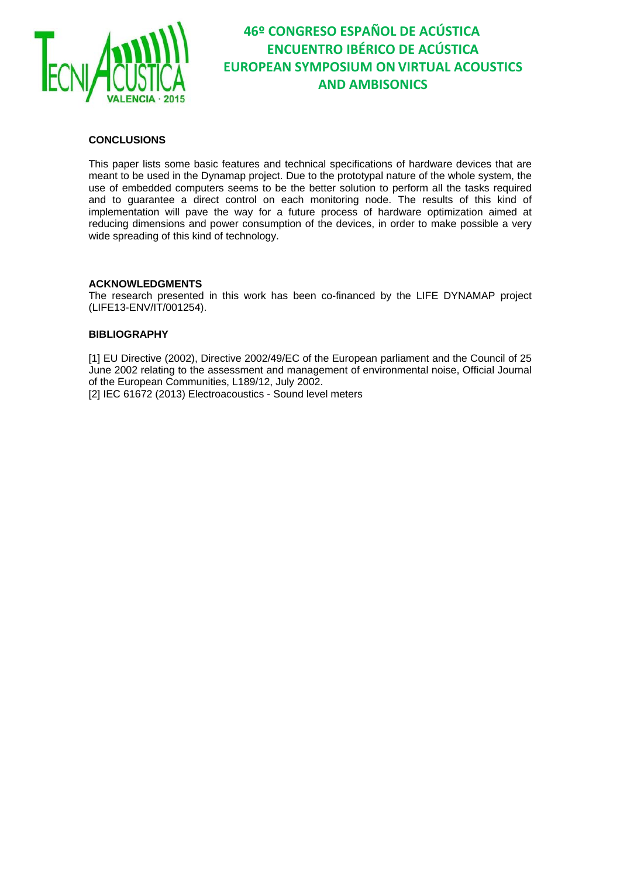## CONCLUSIONS

This paper lists some basic features and technical specifications of hardware devices that are meant to be used in the Dynamap project. Due to the prototypal nature of the whole system, the use of embedded computers seems to be the better solution to perform all the tasks required and to guarantee a direct control on each monitoring node. The results of this kind of implementation will pave the way for a future process of hardware optimization aimed at reducing dimensions and power consumption of the devices, in order to make possible a very wide spreading of this kind of technology.

## ACKNOWLEDGMENTS

The research presented in this work has been co-financed by the LIFE DYNAMAP project (LIFE13-ENV/IT/001254).

## BIBLIOGRAPHY

[1] EU Directive (2002), Directive 2002/49/EC of the European parliament and the Council of 25 June 2002 relating to the assessment and management of environmental noise, Official Journal of the European Communities, L189/12, July 2002.

[2] IEC 61672 (2013) Electroacoustics - Sound level meters